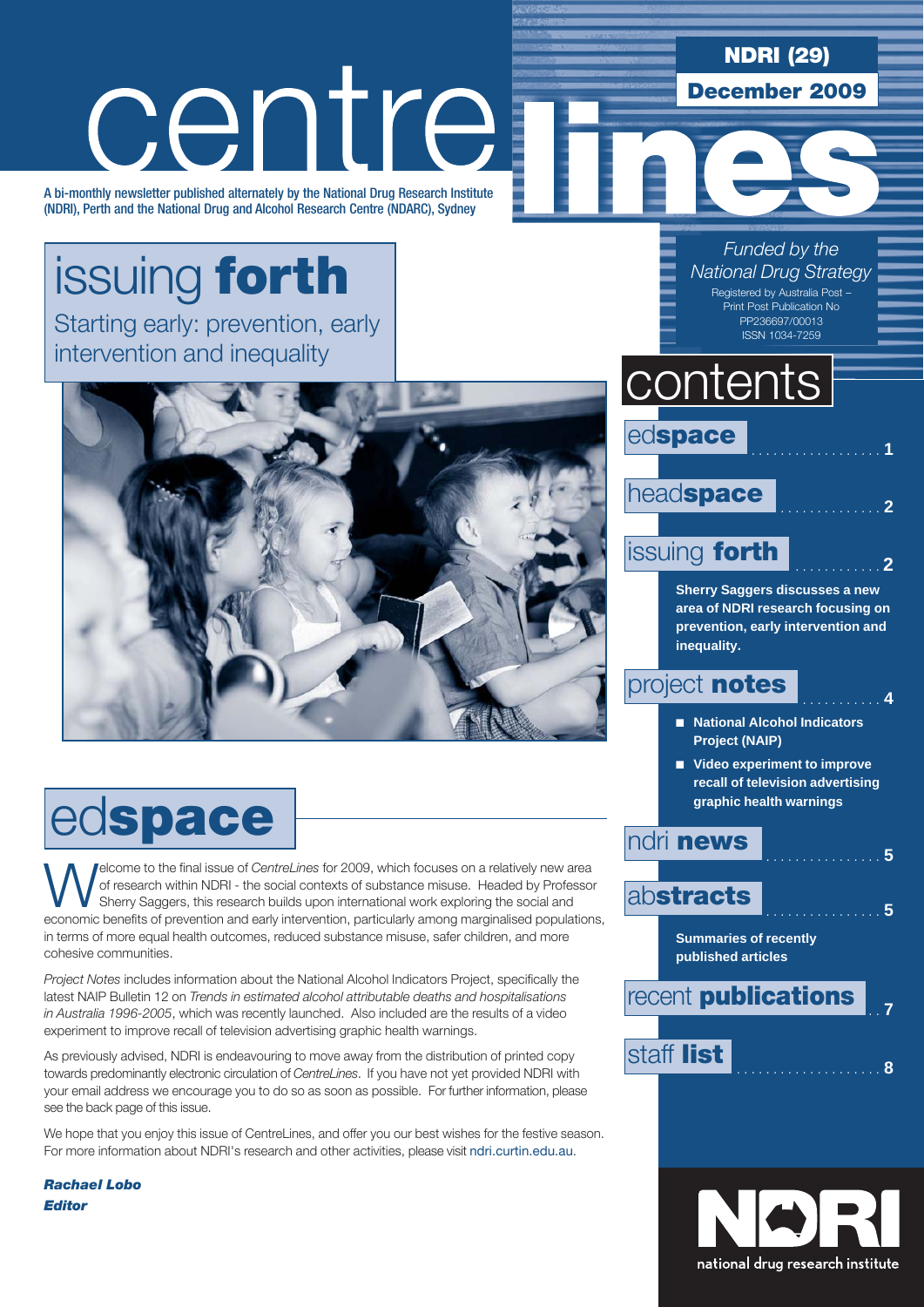# centrelines

**NDRI (29)**

**December 2009**

A bi-monthly newsletter published alternately by the National Drug Research Institute (NDRI), Perth and the National Drug and Alcohol Research Centre (NDARC), Sydney

*Funded by the National Drug Strategy*

Registered by Australia Post – Print Post Publication No PP236697/00013
ISSN 1034-7259

## issuing **forth**

Starting early: prevention, early intervention and inequality

## contents

- ed**space** .................. 1
- head**space** .............. 2
- issuing **forth** ............ 2
  - **Sherry Saggers discusses a new area of NDRI research focusing on prevention, early intervention and inequality.**
- project **notes** ........... 4
  - **National Alcohol Indicators Project (NAIP)**
  - **Video experiment to improve recall of television advertising graphic health warnings**
- ndri **news** ................ 5
- ab**stracts** ................ 5
  - **Summaries of recently published articles**
- recent **publications** .. 7
- staff **list** .................... 8

## ed**space**

Welcome to the final issue of *CentreLines* for 2009, which focuses on a relatively new area of research within NDRI - the social contexts of substance misuse. Headed by Professor Sherry Saggers, this research builds upon international work exploring the social and economic benefits of prevention and early intervention, particularly among marginalised populations, in terms of more equal health outcomes, reduced substance misuse, safer children, and more cohesive communities.

*Project Notes* includes information about the National Alcohol Indicators Project, specifically the latest NAIP Bulletin 12 on *Trends in estimated alcohol attributable deaths and hospitalisations in Australia 1996-2005*, which was recently launched. Also included are the results of a video experiment to improve recall of television advertising graphic health warnings.

As previously advised, NDRI is endeavouring to move away from the distribution of printed copy towards predominantly electronic circulation of *CentreLines*. If you have not yet provided NDRI with your email address we encourage you to do so as soon as possible. For further information, please see the back page of this issue.

We hope that you enjoy this issue of CentreLines, and offer you our best wishes for the festive season. For more information about NDRI's research and other activities, please visit ndri.curtin.edu.au.

***Rachael Lobo***
***Editor***

NDRI national drug research institute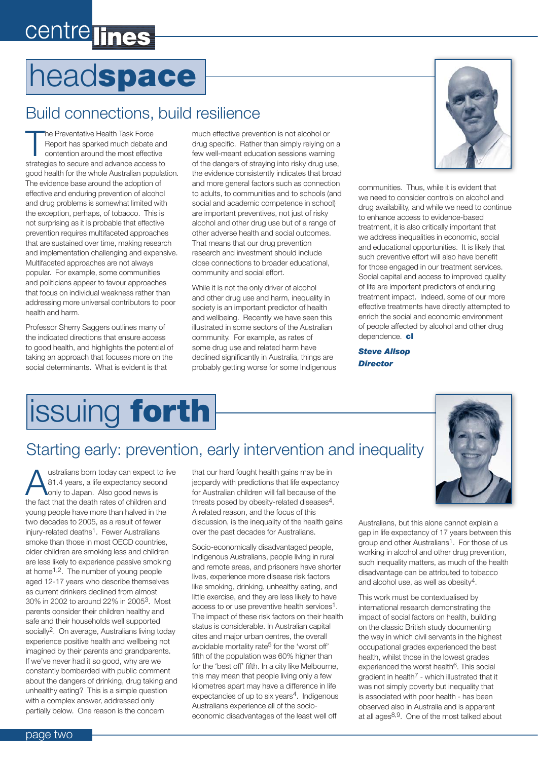# headspace

## Build connections, build resilience

The Preventative Health Task Force Report has sparked much debate and contention around the most effective strategies to secure and advance access to good health for the whole Australian population. The evidence base around the adoption of effective and enduring prevention of alcohol and drug problems is somewhat limited with the exception, perhaps, of tobacco. This is not surprising as it is probable that effective prevention requires multifaceted approaches that are sustained over time, making research and implementation challenging and expensive. Multifaceted approaches are not always popular. For example, some communities and politicians appear to favour approaches that focus on individual weakness rather than addressing more universal contributors to poor health and harm.

Professor Sherry Saggers outlines many of the indicated directions that ensure access to good health, and highlights the potential of taking an approach that focuses more on the social determinants. What is evident is that much effective prevention is not alcohol or drug specific. Rather than simply relying on a few well-meant education sessions warning of the dangers of straying into risky drug use, the evidence consistently indicates that broad and more general factors such as connection to adults, to communities and to schools (and social and academic competence in school) are important preventives, not just of risky alcohol and other drug use but of a range of other adverse health and social outcomes. That means that our drug prevention research and investment should include close connections to broader educational, community and social effort.

While it is not the only driver of alcohol and other drug use and harm, inequality in society is an important predictor of health and wellbeing. Recently we have seen this illustrated in some sectors of the Australian community. For example, as rates of some drug use and related harm have declined significantly in Australia, things are probably getting worse for some Indigenous communities. Thus, while it is evident that we need to consider controls on alcohol and drug availability, and while we need to continue to enhance access to evidence-based treatment, it is also critically important that we address inequalities in economic, social and educational opportunities. It is likely that such preventive effort will also have benefit for those engaged in our treatment services. Social capital and access to improved quality of life are important predictors of enduring treatment impact. Indeed, some of our more effective treatments have directly attempted to enrich the social and economic environment of people affected by alcohol and other drug dependence. **cl**

***Steve Allsop***
***Director***

# issuing forth

## Starting early: prevention, early intervention and inequality

Australians born today can expect to live 81.4 years, a life expectancy second only to Japan. Also good news is the fact that the death rates of children and young people have more than halved in the two decades to 2005, as a result of fewer injury-related deaths[1]. Fewer Australians smoke than those in most OECD countries, older children are smoking less and children are less likely to experience passive smoking at home[1,2]. The number of young people aged 12-17 years who describe themselves as current drinkers declined from almost 30% in 2002 to around 22% in 2005[3]. Most parents consider their children healthy and safe and their households well supported socially[2]. On average, Australians living today experience positive health and wellbeing not imagined by their parents and grandparents. If we've never had it so good, why are we constantly bombarded with public comment about the dangers of drinking, drug taking and unhealthy eating? This is a simple question with a complex answer, addressed only partially below. One reason is the concern that our hard fought health gains may be in jeopardy with predictions that life expectancy for Australian children will fall because of the threats posed by obesity-related diseases[4]. A related reason, and the focus of this discussion, is the inequality of the health gains over the past decades for Australians.

Socio-economically disadvantaged people, Indigenous Australians, people living in rural and remote areas, and prisoners have shorter lives, experience more disease risk factors like smoking, drinking, unhealthy eating, and little exercise, and they are less likely to have access to or use preventive health services[1]. The impact of these risk factors on their health status is considerable. In Australian capital cites and major urban centres, the overall avoidable mortality rate[5] for the 'worst off' fifth of the population was 60% higher than for the 'best off' fifth. In a city like Melbourne, this may mean that people living only a few kilometres apart may have a difference in life expectancies of up to six years[4]. Indigenous Australians experience all of the socio-economic disadvantages of the least well off Australians, but this alone cannot explain a gap in life expectancy of 17 years between this group and other Australians[1]. For those of us working in alcohol and other drug prevention, such inequality matters, as much of the health disadvantage can be attributed to tobacco and alcohol use, as well as obesity[4].

This work must be contextualised by international research demonstrating the impact of social factors on health, building on the classic British study documenting the way in which civil servants in the highest occupational grades experienced the best health, whilst those in the lowest grades experienced the worst health[6]. This social gradient in health[7] - which illustrated that it was not simply poverty but inequality that is associated with poor health - has been observed also in Australia and is apparent at all ages[8,9]. One of the most talked about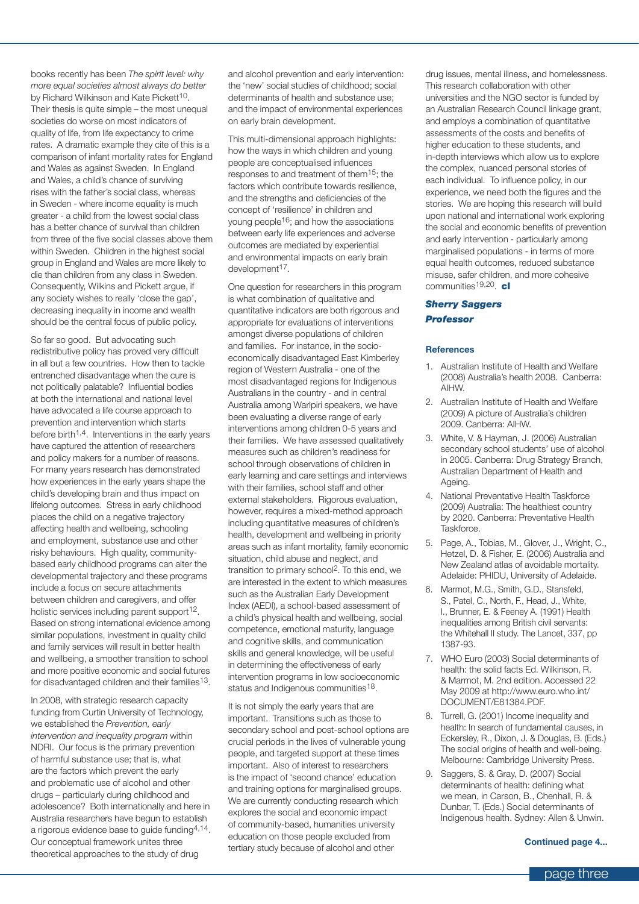books recently has been *The spirit level: why more equal societies almost always do better* by Richard Wilkinson and Kate Pickett[10]. Their thesis is quite simple – the most unequal societies do worse on most indicators of quality of life, from life expectancy to crime rates. A dramatic example they cite of this is a comparison of infant mortality rates for England and Wales as against Sweden. In England and Wales, a child's chance of surviving rises with the father's social class, whereas in Sweden - where income equality is much greater - a child from the lowest social class has a better chance of survival than children from three of the five social classes above them within Sweden. Children in the highest social group in England and Wales are more likely to die than children from any class in Sweden. Consequently, Wilkins and Pickett argue, if any society wishes to really 'close the gap', decreasing inequality in income and wealth should be the central focus of public policy.

So far so good. But advocating such redistributive policy has proved very difficult in all but a few countries. How then to tackle entrenched disadvantage when the cure is not politically palatable? Influential bodies at both the international and national level have advocated a life course approach to prevention and intervention which starts before birth[1,4]. Interventions in the early years have captured the attention of researchers and policy makers for a number of reasons. For many years research has demonstrated how experiences in the early years shape the child's developing brain and thus impact on lifelong outcomes. Stress in early childhood places the child on a negative trajectory affecting health and wellbeing, schooling and employment, substance use and other risky behaviours. High quality, community-based early childhood programs can alter the developmental trajectory and these programs include a focus on secure attachments between children and caregivers, and offer holistic services including parent support[12]. Based on strong international evidence among similar populations, investment in quality child and family services will result in better health and wellbeing, a smoother transition to school and more positive economic and social futures for disadvantaged children and their families[13].

In 2008, with strategic research capacity funding from Curtin University of Technology, we established the *Prevention, early intervention and inequality program* within NDRI. Our focus is the primary prevention of harmful substance use; that is, what are the factors which prevent the early and problematic use of alcohol and other drugs – particularly during childhood and adolescence? Both internationally and here in Australia researchers have begun to establish a rigorous evidence base to guide funding[4,14]. Our conceptual framework unites three theoretical approaches to the study of drug and alcohol prevention and early intervention: the 'new' social studies of childhood; social determinants of health and substance use; and the impact of environmental experiences on early brain development.

This multi-dimensional approach highlights: how the ways in which children and young people are conceptualised influences responses to and treatment of them[15]; the factors which contribute towards resilience, and the strengths and deficiencies of the concept of 'resilience' in children and young people[16]; and how the associations between early life experiences and adverse outcomes are mediated by experiential and environmental impacts on early brain development[17].

One question for researchers in this program is what combination of qualitative and quantitative indicators are both rigorous and appropriate for evaluations of interventions amongst diverse populations of children and families. For instance, in the socio-economically disadvantaged East Kimberley region of Western Australia - one of the most disadvantaged regions for Indigenous Australians in the country - and in central Australia among Warlpiri speakers, we have been evaluating a diverse range of early interventions among children 0-5 years and their families. We have assessed qualitatively measures such as children's readiness for school through observations of children in early learning and care settings and interviews with their families, school staff and other external stakeholders. Rigorous evaluation, however, requires a mixed-method approach including quantitative measures of children's health, development and wellbeing in priority areas such as infant mortality, family economic situation, child abuse and neglect, and transition to primary school[2]. To this end, we are interested in the extent to which measures such as the Australian Early Development Index (AEDI), a school-based assessment of a child's physical health and wellbeing, social competence, emotional maturity, language and cognitive skills, and communication skills and general knowledge, will be useful in determining the effectiveness of early intervention programs in low socioeconomic status and Indigenous communities[18].

It is not simply the early years that are important. Transitions such as those to secondary school and post-school options are crucial periods in the lives of vulnerable young people, and targeted support at these times important. Also of interest to researchers is the impact of 'second chance' education and training options for marginalised groups. We are currently conducting research which explores the social and economic impact of community-based, humanities university education on those people excluded from tertiary study because of alcohol and other drug issues, mental illness, and homelessness. This research collaboration with other universities and the NGO sector is funded by an Australian Research Council linkage grant, and employs a combination of quantitative assessments of the costs and benefits of higher education to these students, and in-depth interviews which allow us to explore the complex, nuanced personal stories of each individual. To influence policy, in our experience, we need both the figures and the stories. We are hoping this research will build upon national and international work exploring the social and economic benefits of prevention and early intervention - particularly among marginalised populations - in terms of more equal health outcomes, reduced substance misuse, safer children, and more cohesive communities[19,20]. **cl**

***Sherry Saggers***
***Professor***

### References

1. Australian Institute of Health and Welfare (2008) Australia's health 2008. Canberra: AIHW.
2. Australian Institute of Health and Welfare (2009) A picture of Australia's children 2009. Canberra: AIHW.
3. White, V. & Hayman, J. (2006) Australian secondary school students' use of alcohol in 2005. Canberra: Drug Strategy Branch, Australian Department of Health and Ageing.
4. National Preventative Health Taskforce (2009) Australia: The healthiest country by 2020. Canberra: Preventative Health Taskforce.
5. Page, A., Tobias, M., Glover, J., Wright, C., Hetzel, D. & Fisher, E. (2006) Australia and New Zealand atlas of avoidable mortality. Adelaide: PHIDU, University of Adelaide.
6. Marmot, M.G., Smith, G.D., Stansfeld, S., Patel, C., North, F., Head, J., White, I., Brunner, E. & Feeney A. (1991) Health inequalities among British civil servants: the Whitehall II study. The Lancet, 337, pp 1387-93.
7. WHO Euro (2003) Social determinants of health: the solid facts Ed. Wilkinson, R. & Marmot, M. 2nd edition. Accessed 22 May 2009 at http://www.euro.who.int/DOCUMENT/E81384.PDF.
8. Turrell, G. (2001) Income inequality and health: In search of fundamental causes, in Eckersley, R., Dixon, J. & Douglas, B. (Eds.) The social origins of health and well-being. Melbourne: Cambridge University Press.
9. Saggers, S. & Gray, D. (2007) Social determinants of health: defining what we mean, in Carson, B., Chenhall, R. & Dunbar, T. (Eds.) Social determinants of Indigenous health. Sydney: Allen & Unwin.

**Continued page 4...**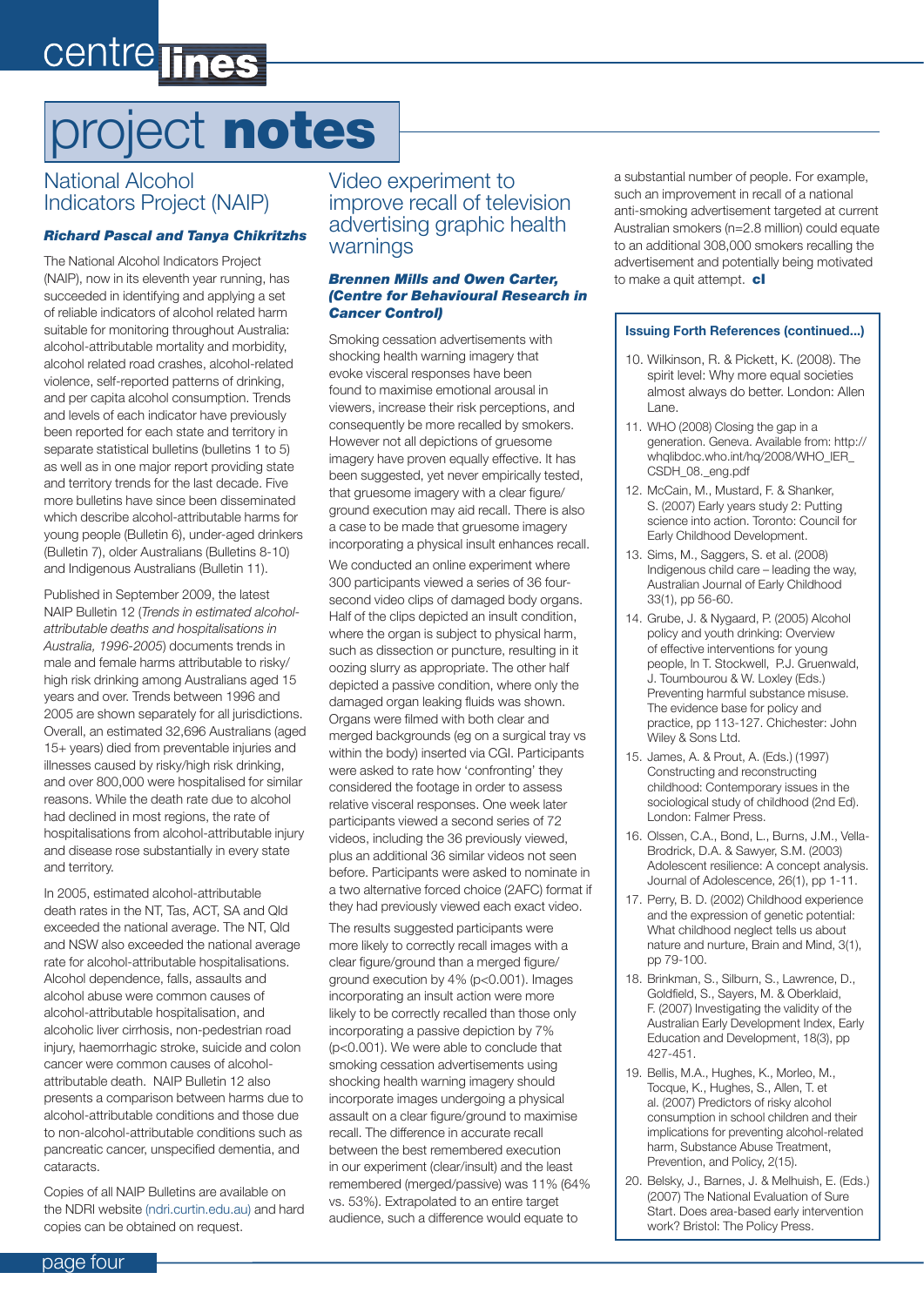# project **notes**

## National Alcohol Indicators Project (NAIP)

***Richard Pascal and Tanya Chikritzhs***

The National Alcohol Indicators Project (NAIP), now in its eleventh year running, has succeeded in identifying and applying a set of reliable indicators of alcohol related harm suitable for monitoring throughout Australia: alcohol-attributable mortality and morbidity, alcohol related road crashes, alcohol-related violence, self-reported patterns of drinking, and per capita alcohol consumption. Trends and levels of each indicator have previously been reported for each state and territory in separate statistical bulletins (bulletins 1 to 5) as well as in one major report providing state and territory trends for the last decade. Five more bulletins have since been disseminated which describe alcohol-attributable harms for young people (Bulletin 6), under-aged drinkers (Bulletin 7), older Australians (Bulletins 8-10) and Indigenous Australians (Bulletin 11).

Published in September 2009, the latest NAIP Bulletin 12 (*Trends in estimated alcohol-attributable deaths and hospitalisations in Australia, 1996-2005*) documents trends in male and female harms attributable to risky/high risk drinking among Australians aged 15 years and over. Trends between 1996 and 2005 are shown separately for all jurisdictions. Overall, an estimated 32,696 Australians (aged 15+ years) died from preventable injuries and illnesses caused by risky/high risk drinking, and over 800,000 were hospitalised for similar reasons. While the death rate due to alcohol had declined in most regions, the rate of hospitalisations from alcohol-attributable injury and disease rose substantially in every state and territory.

In 2005, estimated alcohol-attributable death rates in the NT, Tas, ACT, SA and Qld exceeded the national average. The NT, Qld and NSW also exceeded the national average rate for alcohol-attributable hospitalisations. Alcohol dependence, falls, assaults and alcohol abuse were common causes of alcohol-attributable hospitalisation, and alcoholic liver cirrhosis, non-pedestrian road injury, haemorrhagic stroke, suicide and colon cancer were common causes of alcohol-attributable death. NAIP Bulletin 12 also presents a comparison between harms due to alcohol-attributable conditions and those due to non-alcohol-attributable conditions such as pancreatic cancer, unspecified dementia, and cataracts.

Copies of all NAIP Bulletins are available on the NDRI website (ndri.curtin.edu.au) and hard copies can be obtained on request.

## Video experiment to improve recall of television advertising graphic health warnings

***Brennen Mills and Owen Carter, (Centre for Behavioural Research in Cancer Control)***

Smoking cessation advertisements with shocking health warning imagery that evoke visceral responses have been found to maximise emotional arousal in viewers, increase their risk perceptions, and consequently be more recalled by smokers. However not all depictions of gruesome imagery have proven equally effective. It has been suggested, yet never empirically tested, that gruesome imagery with a clear figure/ground execution may aid recall. There is also a case to be made that gruesome imagery incorporating a physical insult enhances recall.

We conducted an online experiment where 300 participants viewed a series of 36 four-second video clips of damaged body organs. Half of the clips depicted an insult condition, where the organ is subject to physical harm, such as dissection or puncture, resulting in it oozing slurry as appropriate. The other half depicted a passive condition, where only the damaged organ leaking fluids was shown. Organs were filmed with both clear and merged backgrounds (eg on a surgical tray vs within the body) inserted via CGI. Participants were asked to rate how 'confronting' they considered the footage in order to assess relative visceral responses. One week later participants viewed a second series of 72 videos, including the 36 previously viewed, plus an additional 36 similar videos not seen before. Participants were asked to nominate in a two alternative forced choice (2AFC) format if they had previously viewed each exact video.

The results suggested participants were more likely to correctly recall images with a clear figure/ground than a merged figure/ground execution by 4% ($p<0.001$). Images incorporating an insult action were more likely to be correctly recalled than those only incorporating a passive depiction by 7% ($p<0.001$). We were able to conclude that smoking cessation advertisements using shocking health warning imagery should incorporate images undergoing a physical assault on a clear figure/ground to maximise recall. The difference in accurate recall between the best remembered execution in our experiment (clear/insult) and the least remembered (merged/passive) was 11% (64% vs. 53%). Extrapolated to an entire target audience, such a difference would equate to a substantial number of people. For example, such an improvement in recall of a national anti-smoking advertisement targeted at current Australian smokers (n=2.8 million) could equate to an additional 308,000 smokers recalling the advertisement and potentially being motivated to make a quit attempt. **cl**

### Issuing Forth References (continued...)

10. Wilkinson, R. & Pickett, K. (2008). The spirit level: Why more equal societies almost always do better. London: Allen Lane.
11. WHO (2008) Closing the gap in a generation. Geneva. Available from: http://whqlibdoc.who.int/hq/2008/WHO_IER_CSDH_08._eng.pdf
12. McCain, M., Mustard, F. & Shanker, S. (2007) Early years study 2: Putting science into action. Toronto: Council for Early Childhood Development.
13. Sims, M., Saggers, S. et al. (2008) Indigenous child care – leading the way, Australian Journal of Early Childhood 33(1), pp 56-60.
14. Grube, J. & Nygaard, P. (2005) Alcohol policy and youth drinking: Overview of effective interventions for young people, In T. Stockwell, P.J. Gruenwald, J. Toumbourou & W. Loxley (Eds.) Preventing harmful substance misuse. The evidence base for policy and practice, pp 113-127. Chichester: John Wiley & Sons Ltd.
15. James, A. & Prout, A. (Eds.) (1997) Constructing and reconstructing childhood: Contemporary issues in the sociological study of childhood (2nd Ed). London: Falmer Press.
16. Olssen, C.A., Bond, L., Burns, J.M., Vella-Brodrick, D.A. & Sawyer, S.M. (2003) Adolescent resilience: A concept analysis. Journal of Adolescence, 26(1), pp 1-11.
17. Perry, B. D. (2002) Childhood experience and the expression of genetic potential: What childhood neglect tells us about nature and nurture, Brain and Mind, 3(1), pp 79-100.
18. Brinkman, S., Silburn, S., Lawrence, D., Goldfield, S., Sayers, M. & Oberklaid, F. (2007) Investigating the validity of the Australian Early Development Index, Early Education and Development, 18(3), pp 427-451.
19. Bellis, M.A., Hughes, K., Morleo, M., Tocque, K., Hughes, S., Allen, T. et al. (2007) Predictors of risky alcohol consumption in school children and their implications for preventing alcohol-related harm, Substance Abuse Treatment, Prevention, and Policy, 2(15).
20. Belsky, J., Barnes, J. & Melhuish, E. (Eds.) (2007) The National Evaluation of Sure Start. Does area-based early intervention work? Bristol: The Policy Press.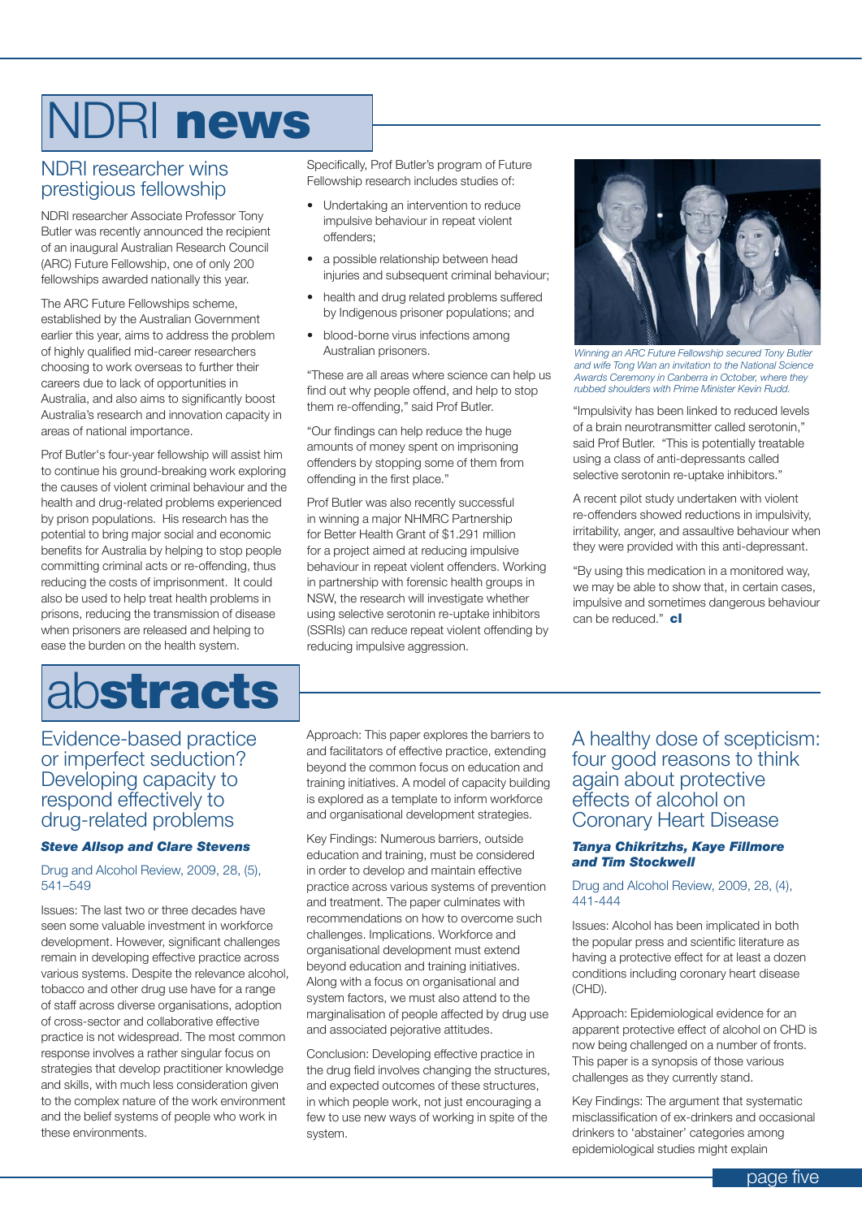# NDRI news

## NDRI researcher wins prestigious fellowship

NDRI researcher Associate Professor Tony Butler was recently announced the recipient of an inaugural Australian Research Council (ARC) Future Fellowship, one of only 200 fellowships awarded nationally this year.

The ARC Future Fellowships scheme, established by the Australian Government earlier this year, aims to address the problem of highly qualified mid-career researchers choosing to work overseas to further their careers due to lack of opportunities in Australia, and also aims to significantly boost Australia's research and innovation capacity in areas of national importance.

Prof Butler's four-year fellowship will assist him to continue his ground-breaking work exploring the causes of violent criminal behaviour and the health and drug-related problems experienced by prison populations. His research has the potential to bring major social and economic benefits for Australia by helping to stop people committing criminal acts or re-offending, thus reducing the costs of imprisonment. It could also be used to help treat health problems in prisons, reducing the transmission of disease when prisoners are released and helping to ease the burden on the health system.

Specifically, Prof Butler's program of Future Fellowship research includes studies of:

- Undertaking an intervention to reduce impulsive behaviour in repeat violent offenders;
- a possible relationship between head injuries and subsequent criminal behaviour;
- health and drug related problems suffered by Indigenous prisoner populations; and
- blood-borne virus infections among Australian prisoners.

"These are all areas where science can help us find out why people offend, and help to stop them re-offending," said Prof Butler.

"Our findings can help reduce the huge amounts of money spent on imprisoning offenders by stopping some of them from offending in the first place."

Prof Butler was also recently successful in winning a major NHMRC Partnership for Better Health Grant of $1.291 million for a project aimed at reducing impulsive behaviour in repeat violent offenders. Working in partnership with forensic health groups in NSW, the research will investigate whether using selective serotonin re-uptake inhibitors (SSRIs) can reduce repeat violent offending by reducing impulsive aggression.

*Winning an ARC Future Fellowship secured Tony Butler and wife Tong Wan an invitation to the National Science Awards Ceremony in Canberra in October, where they rubbed shoulders with Prime Minister Kevin Rudd.*

"Impulsivity has been linked to reduced levels of a brain neurotransmitter called serotonin," said Prof Butler. "This is potentially treatable using a class of anti-depressants called selective serotonin re-uptake inhibitors."

A recent pilot study undertaken with violent re-offenders showed reductions in impulsivity, irritability, anger, and assaultive behaviour when they were provided with this anti-depressant.

"By using this medication in a monitored way, we may be able to show that, in certain cases, impulsive and sometimes dangerous behaviour can be reduced." **cl**

# abstracts

## Evidence-based practice or imperfect seduction? Developing capacity to respond effectively to drug-related problems

***Steve Allsop and Clare Stevens***

Drug and Alcohol Review, 2009, 28, (5), 541–549

Issues: The last two or three decades have seen some valuable investment in workforce development. However, significant challenges remain in developing effective practice across various systems. Despite the relevance alcohol, tobacco and other drug use have for a range of staff across diverse organisations, adoption of cross-sector and collaborative effective practice is not widespread. The most common response involves a rather singular focus on strategies that develop practitioner knowledge and skills, with much less consideration given to the complex nature of the work environment and the belief systems of people who work in these environments.

Approach: This paper explores the barriers to and facilitators of effective practice, extending beyond the common focus on education and training initiatives. A model of capacity building is expected as a template to inform workforce and organisational development strategies.

Key Findings: Numerous barriers, outside education and training, must be considered in order to develop and maintain effective practice across various systems of prevention and treatment. The paper culminates with recommendations on how to overcome such challenges. Implications. Workforce and organisational development must extend beyond education and training initiatives. Along with a focus on organisational and system factors, we must also attend to the marginalisation of people affected by drug use and associated pejorative attitudes.

Conclusion: Developing effective practice in the drug field involves changing the structures, and expected outcomes of these structures, in which people work, not just encouraging a few to use new ways of working in spite of the system.

## A healthy dose of scepticism: four good reasons to think again about protective effects of alcohol on Coronary Heart Disease

***Tanya Chikritzhs, Kaye Fillmore and Tim Stockwell***

Drug and Alcohol Review, 2009, 28, (4), 441-444

Issues: Alcohol has been implicated in both the popular press and scientific literature as having a protective effect for at least a dozen conditions including coronary heart disease (CHD).

Approach: Epidemiological evidence for an apparent protective effect of alcohol on CHD is now being challenged on a number of fronts. This paper is a synopsis of those various challenges as they currently stand.

Key Findings: The argument that systematic misclassification of ex-drinkers and occasional drinkers to 'abstainer' categories among epidemiological studies might explain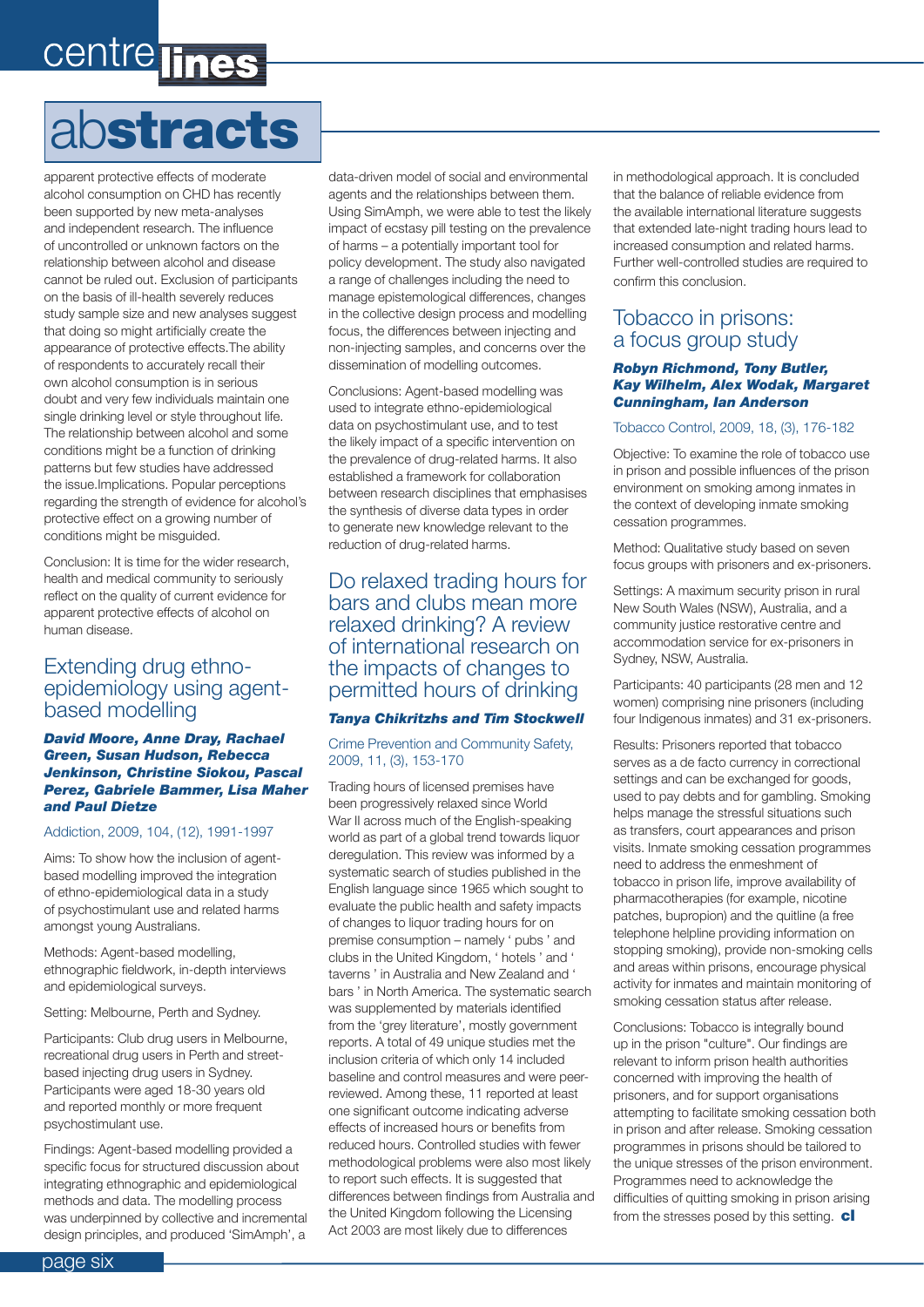# abstracts

apparent protective effects of moderate alcohol consumption on CHD has recently been supported by new meta-analyses and independent research. The influence of uncontrolled or unknown factors on the relationship between alcohol and disease cannot be ruled out. Exclusion of participants on the basis of ill-health severely reduces study sample size and new analyses suggest that doing so might artificially create the appearance of protective effects.The ability of respondents to accurately recall their own alcohol consumption is in serious doubt and very few individuals maintain one single drinking level or style throughout life. The relationship between alcohol and some conditions might be a function of drinking patterns but few studies have addressed the issue.Implications. Popular perceptions regarding the strength of evidence for alcohol's protective effect on a growing number of conditions might be misguided.

Conclusion: It is time for the wider research, health and medical community to seriously reflect on the quality of current evidence for apparent protective effects of alcohol on human disease.

## Extending drug ethno-epidemiology using agent-based modelling

***David Moore, Anne Dray, Rachael Green, Susan Hudson, Rebecca Jenkinson, Christine Siokou, Pascal Perez, Gabriele Bammer, Lisa Maher and Paul Dietze***

Addiction, 2009, 104, (12), 1991-1997

Aims: To show how the inclusion of agent-based modelling improved the integration of ethno-epidemiological data in a study of psychostimulant use and related harms amongst young Australians.

Methods: Agent-based modelling, ethnographic fieldwork, in-depth interviews and epidemiological surveys.

Setting: Melbourne, Perth and Sydney.

Participants: Club drug users in Melbourne, recreational drug users in Perth and street-based injecting drug users in Sydney. Participants were aged 18-30 years old and reported monthly or more frequent psychostimulant use.

Findings: Agent-based modelling provided a specific focus for structured discussion about integrating ethnographic and epidemiological methods and data. The modelling process was underpinned by collective and incremental design principles, and produced 'SimAmph', a data-driven model of social and environmental agents and the relationships between them. Using SimAmph, we were able to test the likely impact of ecstasy pill testing on the prevalence of harms – a potentially important tool for policy development. The study also navigated a range of challenges including the need to manage epistemological differences, changes in the collective design process and modelling focus, the differences between injecting and non-injecting samples, and concerns over the dissemination of modelling outcomes.

Conclusions: Agent-based modelling was used to integrate ethno-epidemiological data on psychostimulant use, and to test the likely impact of a specific intervention on the prevalence of drug-related harms. It also established a framework for collaboration between research disciplines that emphasises the synthesis of diverse data types in order to generate new knowledge relevant to the reduction of drug-related harms.

## Do relaxed trading hours for bars and clubs mean more relaxed drinking? A review of international research on the impacts of changes to permitted hours of drinking

***Tanya Chikritzhs and Tim Stockwell***

Crime Prevention and Community Safety, 2009, 11, (3), 153-170

Trading hours of licensed premises have been progressively relaxed since World War II across much of the English-speaking world as part of a global trend towards liquor deregulation. This review was informed by a systematic search of studies published in the English language since 1965 which sought to evaluate the public health and safety impacts of changes to liquor trading hours for on premise consumption – namely ' pubs ' and clubs in the United Kingdom, ' hotels ' and ' taverns ' in Australia and New Zealand and ' bars ' in North America. The systematic search was supplemented by materials identified from the 'grey literature', mostly government reports. A total of 49 unique studies met the inclusion criteria of which only 14 included baseline and control measures and were peer-reviewed. Among these, 11 reported at least one significant outcome indicating adverse effects of increased hours or benefits from reduced hours. Controlled studies with fewer methodological problems were also most likely to report such effects. It is suggested that differences between findings from Australia and the United Kingdom following the Licensing Act 2003 are most likely due to differences in methodological approach. It is concluded that the balance of reliable evidence from the available international literature suggests that extended late-night trading hours lead to increased consumption and related harms. Further well-controlled studies are required to confirm this conclusion.

## Tobacco in prisons: a focus group study

***Robyn Richmond, Tony Butler, Kay Wilhelm, Alex Wodak, Margaret Cunningham, Ian Anderson***

Tobacco Control, 2009, 18, (3), 176-182

Objective: To examine the role of tobacco use in prison and possible influences of the prison environment on smoking among inmates in the context of developing inmate smoking cessation programmes.

Method: Qualitative study based on seven focus groups with prisoners and ex-prisoners.

Settings: A maximum security prison in rural New South Wales (NSW), Australia, and a community justice restorative centre and accommodation service for ex-prisoners in Sydney, NSW, Australia.

Participants: 40 participants (28 men and 12 women) comprising nine prisoners (including four Indigenous inmates) and 31 ex-prisoners.

Results: Prisoners reported that tobacco serves as a de facto currency in correctional settings and can be exchanged for goods, used to pay debts and for gambling. Smoking helps manage the stressful situations such as transfers, court appearances and prison visits. Inmate smoking cessation programmes need to address the enmeshment of tobacco in prison life, improve availability of pharmacotherapies (for example, nicotine patches, bupropion) and the quitline (a free telephone helpline providing information on stopping smoking), provide non-smoking cells and areas within prisons, encourage physical activity for inmates and maintain monitoring of smoking cessation status after release.

Conclusions: Tobacco is integrally bound up in the prison "culture". Our findings are relevant to inform prison health authorities concerned with improving the health of prisoners, and for support organisations attempting to facilitate smoking cessation both in prison and after release. Smoking cessation programmes in prisons should be tailored to the unique stresses of the prison environment. Programmes need to acknowledge the difficulties of quitting smoking in prison arising from the stresses posed by this setting. **cl**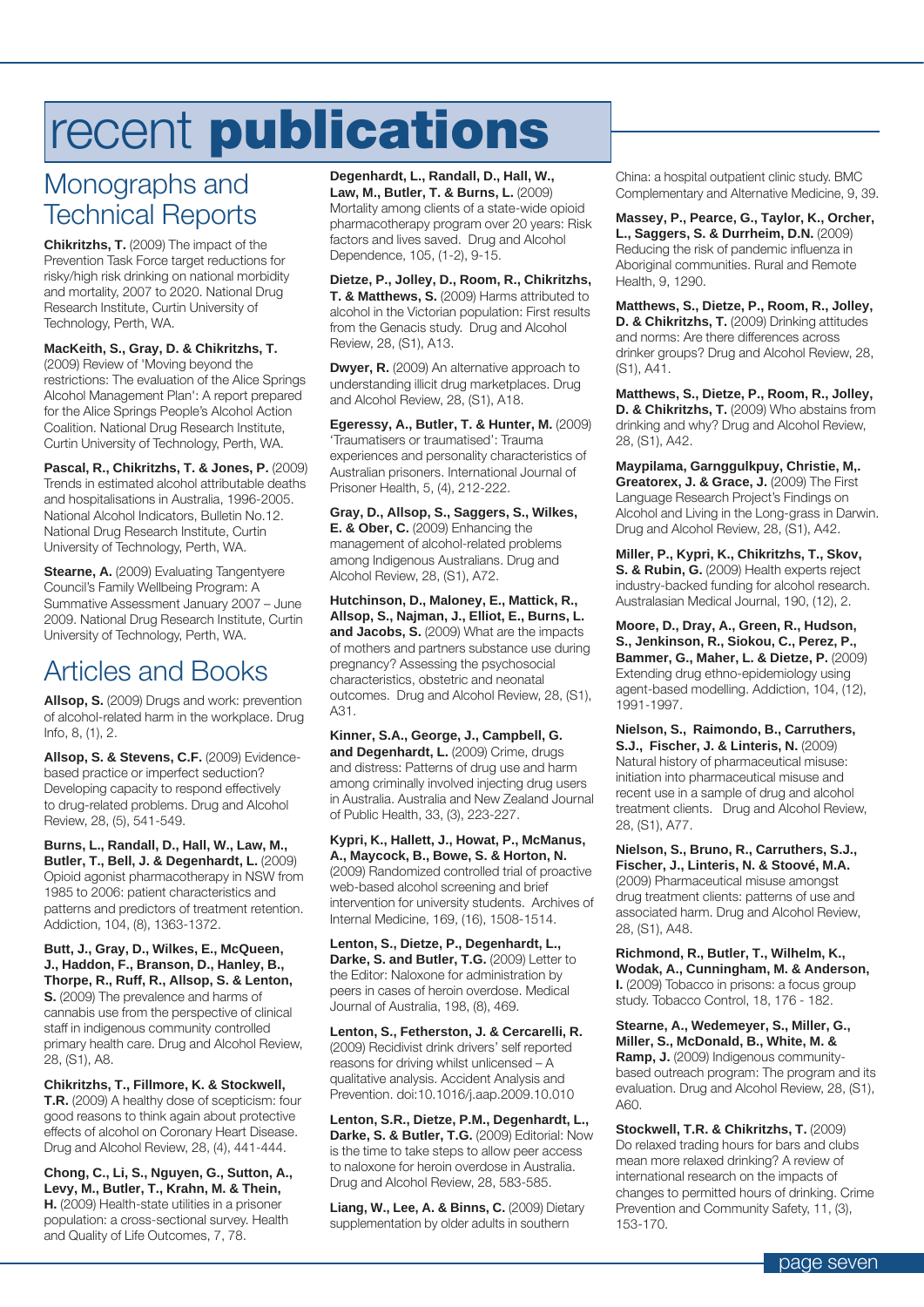# recent **publications**

## Monographs and Technical Reports

**Chikritzhs, T.** (2009) The impact of the Prevention Task Force target reductions for risky/high risk drinking on national morbidity and mortality, 2007 to 2020. National Drug Research Institute, Curtin University of Technology, Perth, WA.

**MacKeith, S., Gray, D. & Chikritzhs, T.** (2009) Review of 'Moving beyond the restrictions: The evaluation of the Alice Springs Alcohol Management Plan': A report prepared for the Alice Springs People's Alcohol Action Coalition. National Drug Research Institute, Curtin University of Technology, Perth, WA.

**Pascal, R., Chikritzhs, T. & Jones, P.** (2009) Trends in estimated alcohol attributable deaths and hospitalisations in Australia, 1996-2005. National Alcohol Indicators, Bulletin No.12. National Drug Research Institute, Curtin University of Technology, Perth, WA.

**Stearne, A.** (2009) Evaluating Tangentyere Council's Family Wellbeing Program: A Summative Assessment January 2007 – June 2009. National Drug Research Institute, Curtin University of Technology, Perth, WA.

## Articles and Books

**Allsop, S.** (2009) Drugs and work: prevention of alcohol-related harm in the workplace. Drug Info, 8, (1), 2.

**Allsop, S. & Stevens, C.F.** (2009) Evidence-based practice or imperfect seduction? Developing capacity to respond effectively to drug-related problems. Drug and Alcohol Review, 28, (5), 541-549.

**Burns, L., Randall, D., Hall, W., Law, M., Butler, T., Bell, J. & Degenhardt, L.** (2009) Opioid agonist pharmacotherapy in NSW from 1985 to 2006: patient characteristics and patterns and predictors of treatment retention. Addiction, 104, (8), 1363-1372.

**Butt, J., Gray, D., Wilkes, E., McQueen, J., Haddon, F., Branson, D., Hanley, B., Thorpe, R., Ruff, R., Allsop, S. & Lenton, S.** (2009) The prevalence and harms of cannabis use from the perspective of clinical staff in indigenous community controlled primary health care. Drug and Alcohol Review, 28, (S1), A8.

**Chikritzhs, T., Fillmore, K. & Stockwell, T.R.** (2009) A healthy dose of scepticism: four good reasons to think again about protective effects of alcohol on Coronary Heart Disease. Drug and Alcohol Review, 28, (4), 441-444.

**Chong, C., Li, S., Nguyen, G., Sutton, A., Levy, M., Butler, T., Krahn, M. & Thein, H.** (2009) Health-state utilities in a prisoner population: a cross-sectional survey. Health and Quality of Life Outcomes, 7, 78.

**Degenhardt, L., Randall, D., Hall, W., Law, M., Butler, T. & Burns, L.** (2009) Mortality among clients of a state-wide opioid pharmacotherapy program over 20 years: Risk factors and lives saved. Drug and Alcohol Dependence, 105, (1-2), 9-15.

**Dietze, P., Jolley, D., Room, R., Chikritzhs, T. & Matthews, S.** (2009) Harms attributed to alcohol in the Victorian population: First results from the Genacis study. Drug and Alcohol Review, 28, (S1), A13.

**Dwyer, R.** (2009) An alternative approach to understanding illicit drug marketplaces. Drug and Alcohol Review, 28, (S1), A18.

**Egeressy, A., Butler, T. & Hunter, M.** (2009) 'Traumatisers or traumatised': Trauma experiences and personality characteristics of Australian prisoners. International Journal of Prisoner Health, 5, (4), 212-222.

**Gray, D., Allsop, S., Saggers, S., Wilkes, E. & Ober, C.** (2009) Enhancing the management of alcohol-related problems among Indigenous Australians. Drug and Alcohol Review, 28, (S1), A72.

**Hutchinson, D., Maloney, E., Mattick, R., Allsop, S., Najman, J., Elliot, E., Burns, L. and Jacobs, S.** (2009) What are the impacts of mothers and partners substance use during pregnancy? Assessing the psychosocial characteristics, obstetric and neonatal outcomes. Drug and Alcohol Review, 28, (S1), A31.

**Kinner, S.A., George, J., Campbell, G. and Degenhardt, L.** (2009) Crime, drugs and distress: Patterns of drug use and harm among criminally involved injecting drug users in Australia. Australia and New Zealand Journal of Public Health, 33, (3), 223-227.

**Kypri, K., Hallett, J., Howat, P., McManus, A., Maycock, B., Bowe, S. & Horton, N.** (2009) Randomized controlled trial of proactive web-based alcohol screening and brief intervention for university students. Archives of Internal Medicine, 169, (16), 1508-1514.

**Lenton, S., Dietze, P., Degenhardt, L., Darke, S. and Butler, T.G.** (2009) Letter to the Editor: Naloxone for administration by peers in cases of heroin overdose. Medical Journal of Australia, 198, (8), 469.

**Lenton, S., Fetherston, J. & Cercarelli, R.** (2009) Recidivist drink drivers' self reported reasons for driving whilst unlicensed – A qualitative analysis. Accident Analysis and Prevention. doi:10.1016/j.aap.2009.10.010

**Lenton, S.R., Dietze, P.M., Degenhardt, L., Darke, S. & Butler, T.G.** (2009) Editorial: Now is the time to take steps to allow peer access to naloxone for heroin overdose in Australia. Drug and Alcohol Review, 28, 583-585.

**Liang, W., Lee, A. & Binns, C.** (2009) Dietary supplementation by older adults in southern China: a hospital outpatient clinic study. BMC Complementary and Alternative Medicine, 9, 39.

**Massey, P., Pearce, G., Taylor, K., Orcher, L., Saggers, S. & Durrheim, D.N.** (2009) Reducing the risk of pandemic influenza in Aboriginal communities. Rural and Remote Health, 9, 1290.

**Matthews, S., Dietze, P., Room, R., Jolley, D. & Chikritzhs, T.** (2009) Drinking attitudes and norms: Are there differences across drinker groups? Drug and Alcohol Review, 28, (S1), A41.

**Matthews, S., Dietze, P., Room, R., Jolley, D. & Chikritzhs, T.** (2009) Who abstains from drinking and why? Drug and Alcohol Review, 28, (S1), A42.

**Maypilama, Garnggulkpuy, Christie, M,. Greatorex, J. & Grace, J.** (2009) The First Language Research Project's Findings on Alcohol and Living in the Long-grass in Darwin. Drug and Alcohol Review, 28, (S1), A42.

**Miller, P., Kypri, K., Chikritzhs, T., Skov, S. & Rubin, G.** (2009) Health experts reject industry-backed funding for alcohol research. Australasian Medical Journal, 190, (12), 2.

**Moore, D., Dray, A., Green, R., Hudson, S., Jenkinson, R., Siokou, C., Perez, P., Bammer, G., Maher, L. & Dietze, P.** (2009) Extending drug ethno-epidemiology using agent-based modelling. Addiction, 104, (12), 1991-1997.

**Nielson, S., Raimondo, B., Carruthers, S.J., Fischer, J. & Linteris, N.** (2009) Natural history of pharmaceutical misuse: initiation into pharmaceutical misuse and recent use in a sample of drug and alcohol treatment clients. Drug and Alcohol Review, 28, (S1), A77.

**Nielson, S., Bruno, R., Carruthers, S.J., Fischer, J., Linteris, N. & Stoové, M.A.** (2009) Pharmaceutical misuse amongst drug treatment clients: patterns of use and associated harm. Drug and Alcohol Review, 28, (S1), A48.

**Richmond, R., Butler, T., Wilhelm, K., Wodak, A., Cunningham, M. & Anderson, I.** (2009) Tobacco in prisons: a focus group study. Tobacco Control, 18, 176 - 182.

**Stearne, A., Wedemeyer, S., Miller, G., Miller, S., McDonald, B., White, M. & Ramp, J.** (2009) Indigenous community-based outreach program: The program and its evaluation. Drug and Alcohol Review, 28, (S1), A60.

**Stockwell, T.R. & Chikritzhs, T.** (2009) Do relaxed trading hours for bars and clubs mean more relaxed drinking? A review of international research on the impacts of changes to permitted hours of drinking. Crime Prevention and Community Safety, 11, (3), 153-170.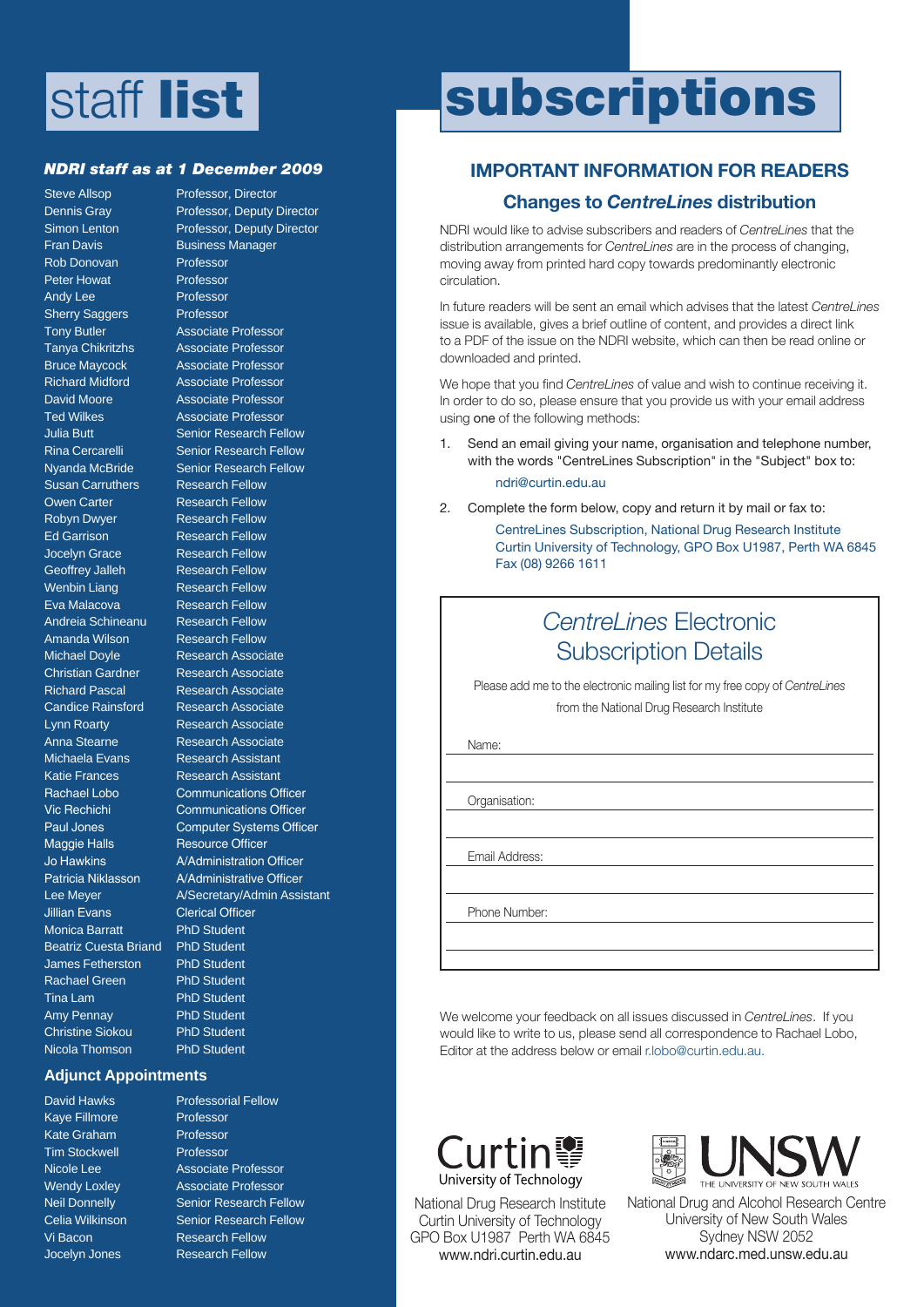# staff list

### NDRI staff as at 1 December 2009

| | |
|---|---|
| Steve Allsop | Professor, Director |
| Dennis Gray | Professor, Deputy Director |
| Simon Lenton | Professor, Deputy Director |
| Fran Davis | Business Manager |
| Rob Donovan | Professor |
| Peter Howat | Professor |
| Andy Lee | Professor |
| Sherry Saggers | Professor |
| Tony Butler | Associate Professor |
| Tanya Chikritzhs | Associate Professor |
| Bruce Maycock | Associate Professor |
| Richard Midford | Associate Professor |
| David Moore | Associate Professor |
| Ted Wilkes | Associate Professor |
| Julia Butt | Senior Research Fellow |
| Rina Cercarelli | Senior Research Fellow |
| Nyanda McBride | Senior Research Fellow |
| Susan Carruthers | Research Fellow |
| Owen Carter | Research Fellow |
| Robyn Dwyer | Research Fellow |
| Ed Garrison | Research Fellow |
| Jocelyn Grace | Research Fellow |
| Geoffrey Jalleh | Research Fellow |
| Wenbin Liang | Research Fellow |
| Eva Malacova | Research Fellow |
| Andreia Schineanu | Research Fellow |
| Amanda Wilson | Research Fellow |
| Michael Doyle | Research Associate |
| Christian Gardner | Research Associate |
| Richard Pascal | Research Associate |
| Candice Rainsford | Research Associate |
| Lynn Roarty | Research Associate |
| Anna Stearne | Research Associate |
| Michaela Evans | Research Assistant |
| Katie Frances | Research Assistant |
| Rachael Lobo | Communications Officer |
| Vic Rechichi | Communications Officer |
| Paul Jones | Computer Systems Officer |
| Maggie Halls | Resource Officer |
| Jo Hawkins | A/Administration Officer |
| Patricia Niklasson | A/Administrative Officer |
| Lee Meyer | A/Secretary/Admin Assistant |
| Jillian Evans | Clerical Officer |
| Monica Barratt | PhD Student |
| Beatriz Cuesta Briand | PhD Student |
| James Fetherston | PhD Student |
| Rachael Green | PhD Student |
| Tina Lam | PhD Student |
| Amy Pennay | PhD Student |
| Christine Siokou | PhD Student |
| Nicola Thomson | PhD Student |

### Adjunct Appointments

| | |
|---|---|
| David Hawks | Professorial Fellow |
| Kaye Fillmore | Professor |
| Kate Graham | Professor |
| Tim Stockwell | Professor |
| Nicole Lee | Associate Professor |
| Wendy Loxley | Associate Professor |
| Neil Donnelly | Senior Research Fellow |
| Celia Wilkinson | Senior Research Fellow |
| Vi Bacon | Research Fellow |
| Jocelyn Jones | Research Fellow |

# subscriptions

## IMPORTANT INFORMATION FOR READERS

### Changes to *CentreLines* distribution

NDRI would like to advise subscribers and readers of *CentreLines* that the distribution arrangements for *CentreLines* are in the process of changing, moving away from printed hard copy towards predominantly electronic circulation.

In future readers will be sent an email which advises that the latest *CentreLines* issue is available, gives a brief outline of content, and provides a direct link to a PDF of the issue on the NDRI website, which can then be read online or downloaded and printed.

We hope that you find *CentreLines* of value and wish to continue receiving it. In order to do so, please ensure that you provide us with your email address using one of the following methods:

1. Send an email giving your name, organisation and telephone number, with the words "CentreLines Subscription" in the "Subject" box to:
   ndri@curtin.edu.au
2. Complete the form below, copy and return it by mail or fax to:
   CentreLines Subscription, National Drug Research Institute
   Curtin University of Technology, GPO Box U1987, Perth WA 6845
   Fax (08) 9266 1611

### *CentreLines* Electronic Subscription Details

Please add me to the electronic mailing list for my free copy of *CentreLines* from the National Drug Research Institute

Name:

Organisation:

Email Address:

Phone Number:

We welcome your feedback on all issues discussed in *CentreLines*. If you would like to write to us, please send all correspondence to Rachael Lobo, Editor at the address below or email r.lobo@curtin.edu.au.

Curtin University of Technology

National Drug Research Institute
Curtin University of Technology
GPO Box U1987 Perth WA 6845
www.ndri.curtin.edu.au

UNSW THE UNIVERSITY OF NEW SOUTH WALES

National Drug and Alcohol Research Centre
University of New South Wales
Sydney NSW 2052
www.ndarc.med.unsw.edu.au